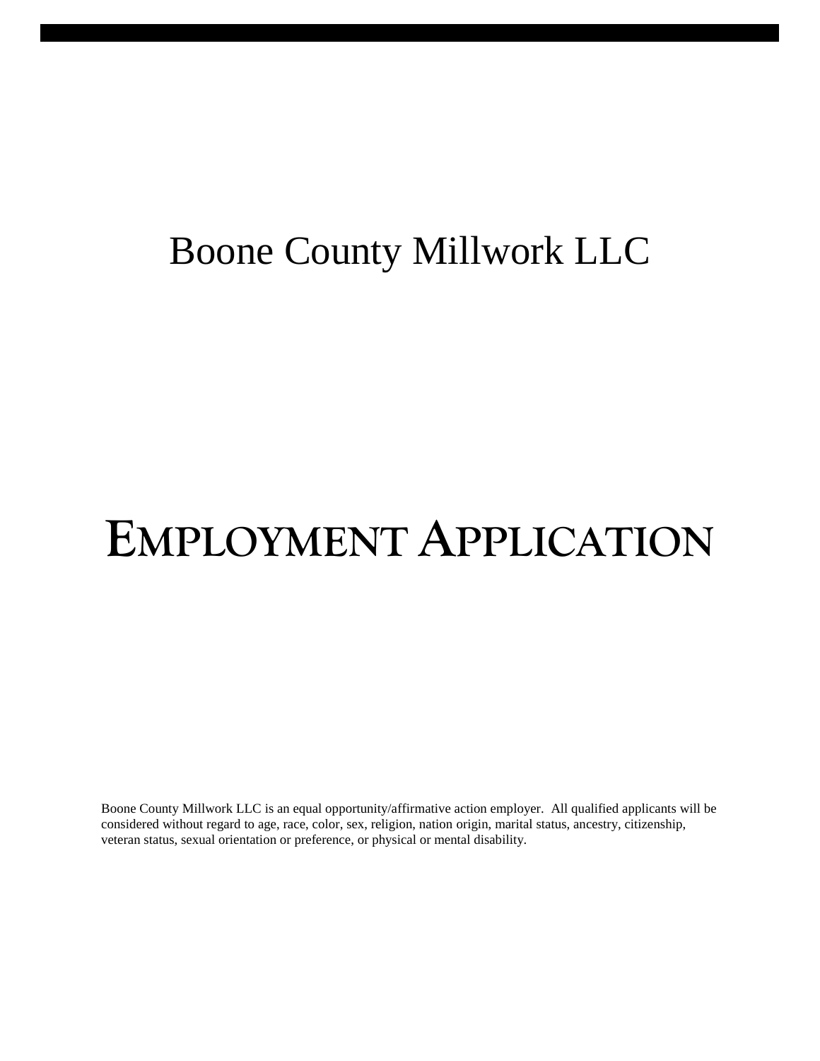# Boone County Millwork LLC

# EMPLOYMENT APPLICATION

Boone County Millwork LLC is an equal opportunity/affirmative action employer. All qualified applicants will be considered without regard to age, race, color, sex, religion, nation origin, marital status, ancestry, citizenship, veteran status, sexual orientation or preference, or physical or mental disability.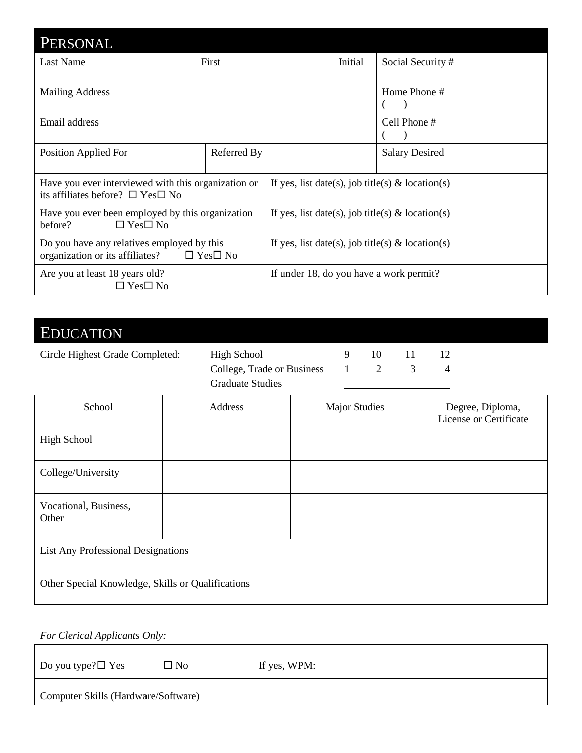## PERSONAL

| Last Name | First | Initial | Social Security # |
|---|---|---|---|
| Mailing Address | | | Home Phone # ( ) |
| Email address | | | Cell Phone # ( ) |
| Position Applied For | Referred By | | Salary Desired |

| | |
|---|---|
| Have you ever interviewed with this organization or its affiliates before? ☐ Yes☐ No | If yes, list date(s), job title(s) & location(s) |
| Have you ever been employed by this organization before? ☐ Yes☐ No | If yes, list date(s), job title(s) & location(s) |
| Do you have any relatives employed by this organization or its affiliates? ☐ Yes☐ No | If yes, list date(s), job title(s) & location(s) |
| Are you at least 18 years old? ☐ Yes☐ No | If under 18, do you have a work permit? |

## EDUCATION

| Circle Highest Grade Completed: | | | | | |
|---|---|---|---|---|---|
| | High School | 9 | 10 | 11 | 12 |
| | College, Trade or Business | 1 | 2 | 3 | 4 |
| | Graduate Studies | ______ | | | |

| School | Address | Major Studies | Degree, Diploma, License or Certificate |
|---|---|---|---|
| High School | | | |
| College/University | | | |
| Vocational, Business, Other | | | |
| List Any Professional Designations | | | |
| Other Special Knowledge, Skills or Qualifications | | | |

*For Clerical Applicants Only:*

| | | |
|---|---|---|
| Do you type?☐ Yes | ☐ No | If yes, WPM: |
| Computer Skills (Hardware/Software) | | |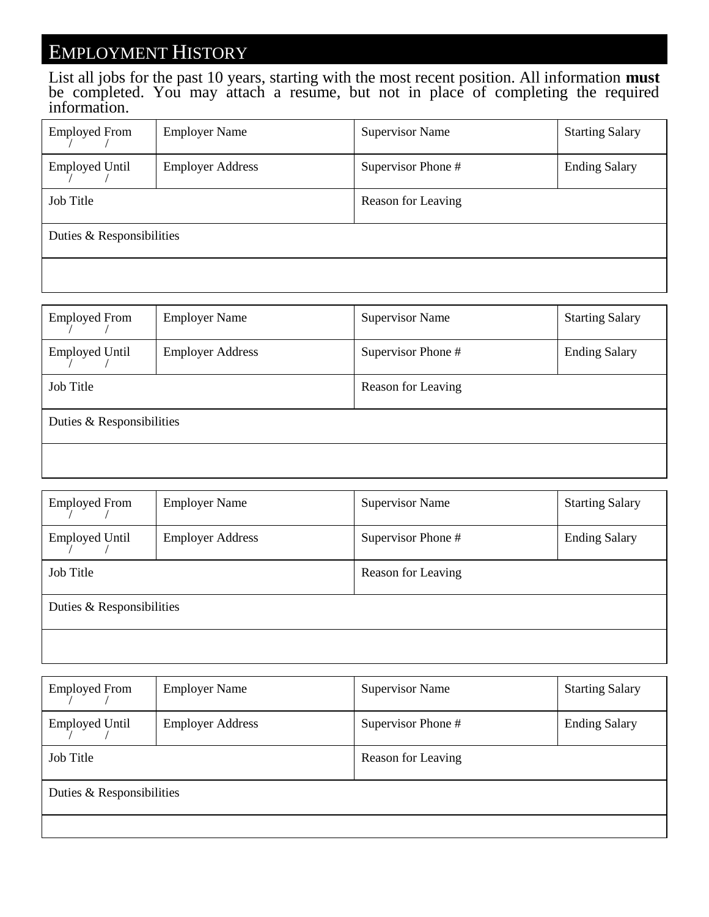## EMPLOYMENT HISTORY

List all jobs for the past 10 years, starting with the most recent position. All information **must** be completed. You may attach a resume, but not in place of completing the required information.

| Employed From / / | Employer Name | Supervisor Name | Starting Salary |
|---|---|---|---|
| Employed Until / / | Employer Address | Supervisor Phone # | Ending Salary |
| Job Title | | Reason for Leaving | |
| Duties & Responsibilities | | | |
| | | | |

| Employed From / / | Employer Name | Supervisor Name | Starting Salary |
|---|---|---|---|
| Employed Until / / | Employer Address | Supervisor Phone # | Ending Salary |
| Job Title | | Reason for Leaving | |
| Duties & Responsibilities | | | |
| | | | |

| Employed From / / | Employer Name | Supervisor Name | Starting Salary |
|---|---|---|---|
| Employed Until / / | Employer Address | Supervisor Phone # | Ending Salary |
| Job Title | | Reason for Leaving | |
| Duties & Responsibilities | | | |
| | | | |

| Employed From / / | Employer Name | Supervisor Name | Starting Salary |
|---|---|---|---|
| Employed Until / / | Employer Address | Supervisor Phone # | Ending Salary |
| Job Title | | Reason for Leaving | |
| Duties & Responsibilities | | | |
| | | | |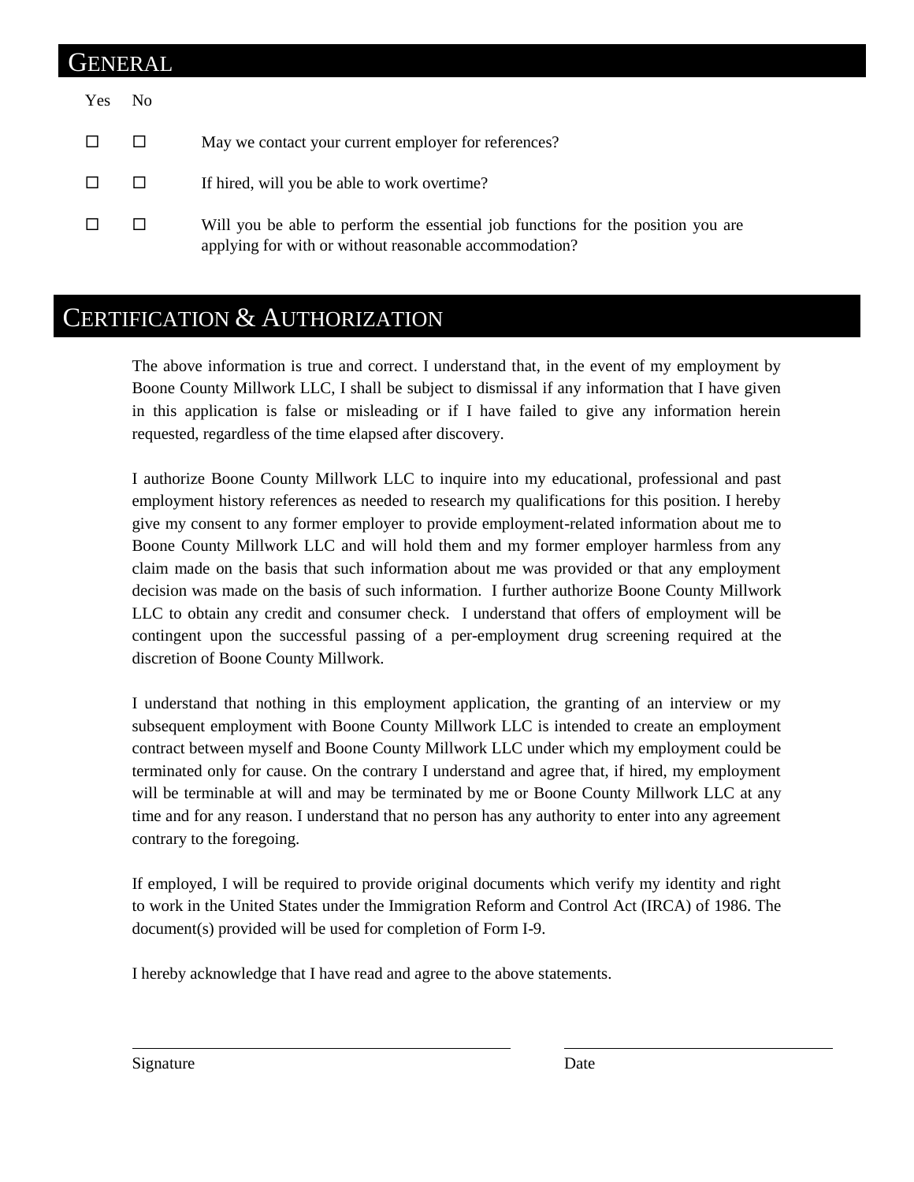## General

| Yes | No | |
|---|---|---|
| ☐ | ☐ | May we contact your current employer for references? |
| ☐ | ☐ | If hired, will you be able to work overtime? |
| ☐ | ☐ | Will you be able to perform the essential job functions for the position you are applying for with or without reasonable accommodation? |

## Certification & Authorization

The above information is true and correct. I understand that, in the event of my employment by Boone County Millwork LLC, I shall be subject to dismissal if any information that I have given in this application is false or misleading or if I have failed to give any information herein requested, regardless of the time elapsed after discovery.

I authorize Boone County Millwork LLC to inquire into my educational, professional and past employment history references as needed to research my qualifications for this position. I hereby give my consent to any former employer to provide employment-related information about me to Boone County Millwork LLC and will hold them and my former employer harmless from any claim made on the basis that such information about me was provided or that any employment decision was made on the basis of such information. I further authorize Boone County Millwork LLC to obtain any credit and consumer check. I understand that offers of employment will be contingent upon the successful passing of a per-employment drug screening required at the discretion of Boone County Millwork.

I understand that nothing in this employment application, the granting of an interview or my subsequent employment with Boone County Millwork LLC is intended to create an employment contract between myself and Boone County Millwork LLC under which my employment could be terminated only for cause. On the contrary I understand and agree that, if hired, my employment will be terminable at will and may be terminated by me or Boone County Millwork LLC at any time and for any reason. I understand that no person has any authority to enter into any agreement contrary to the foregoing.

If employed, I will be required to provide original documents which verify my identity and right to work in the United States under the Immigration Reform and Control Act (IRCA) of 1986. The document(s) provided will be used for completion of Form I-9.

I hereby acknowledge that I have read and agree to the above statements.

Signature ______________________________ Date ____________________